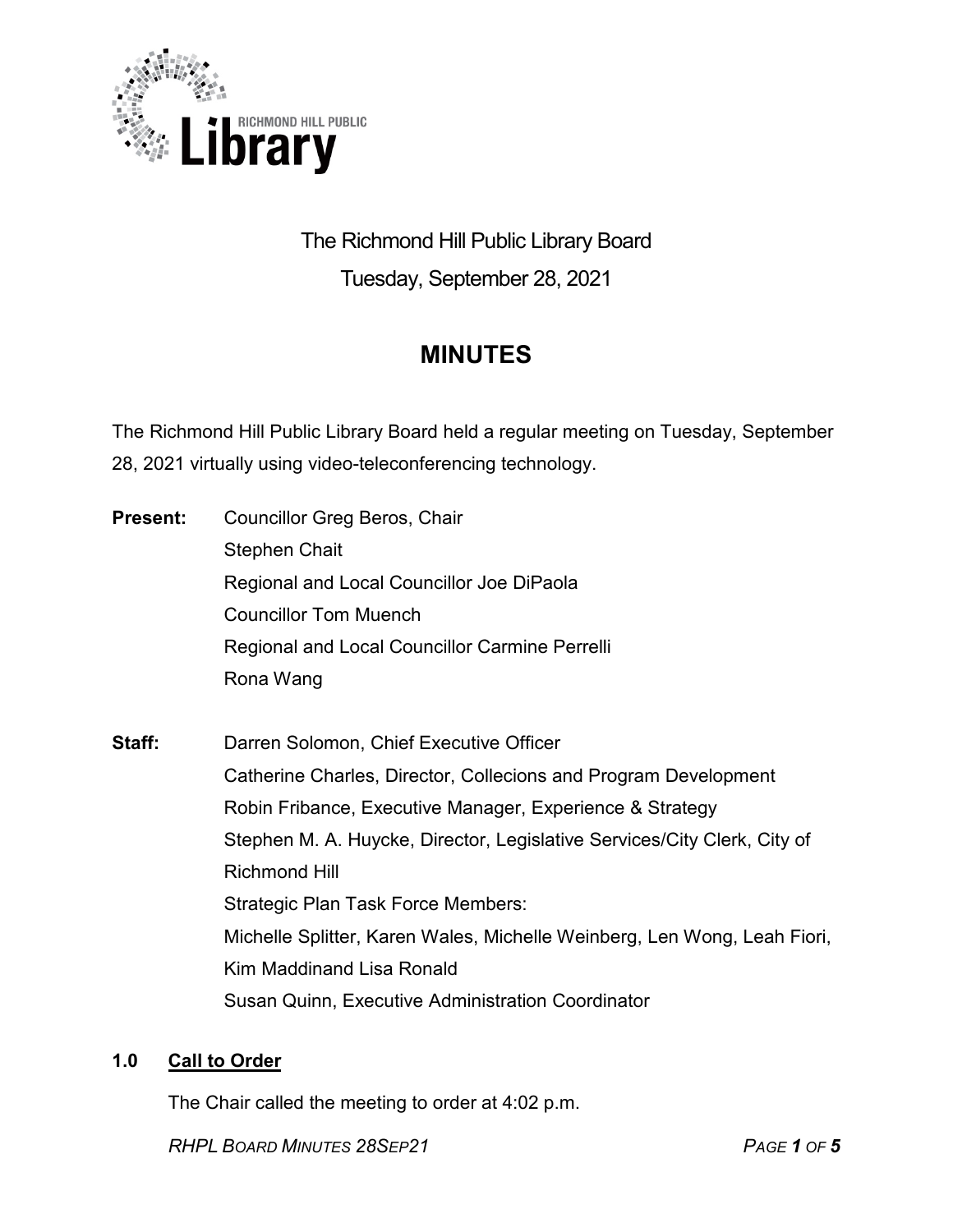The Richmond Hill Public Library Board

Tuesday, September 28, 2021

# MINUTES

The Richmond Hill Public Library Board held a regular meeting on Tuesday, September 28, 2021 virtually using video-teleconferencing technology.

**Present:**
Councillor Greg Beros, Chair
Stephen Chait
Regional and Local Councillor Joe DiPaola
Councillor Tom Muench
Regional and Local Councillor Carmine Perrelli
Rona Wang

**Staff:**
Darren Solomon, Chief Executive Officer
Catherine Charles, Director, Collecions and Program Development
Robin Fribance, Executive Manager, Experience & Strategy
Stephen M. A. Huycke, Director, Legislative Services/City Clerk, City of Richmond Hill
Strategic Plan Task Force Members:
Michelle Splitter, Karen Wales, Michelle Weinberg, Len Wong, Leah Fiori, Kim Maddinand Lisa Ronald
Susan Quinn, Executive Administration Coordinator

## 1.0 Call to Order

The Chair called the meeting to order at 4:02 p.m.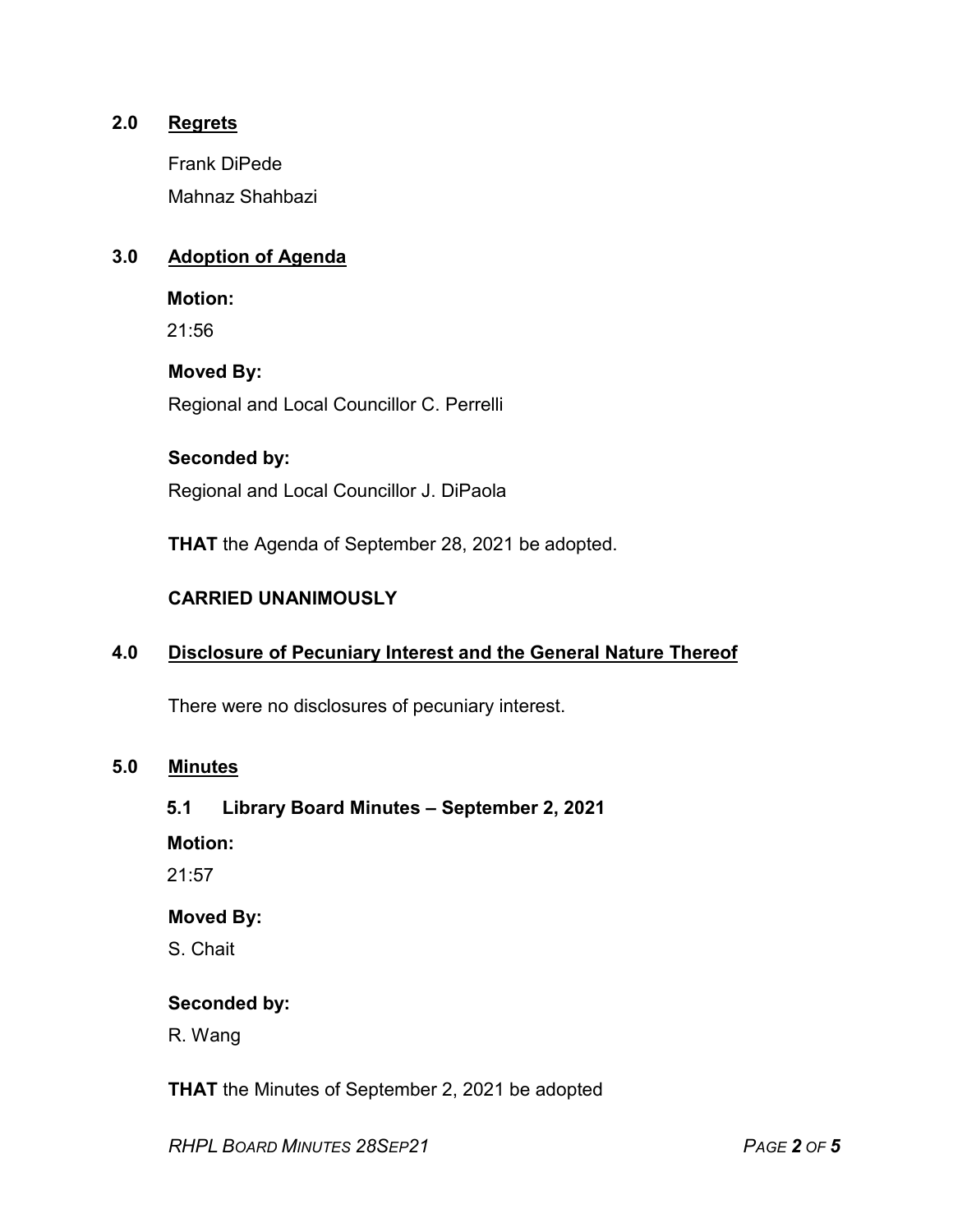## 2.0 Regrets

Frank DiPede

Mahnaz Shahbazi

## 3.0 Adoption of Agenda

**Motion:**

21:56

**Moved By:**

Regional and Local Councillor C. Perrelli

**Seconded by:**

Regional and Local Councillor J. DiPaola

**THAT** the Agenda of September 28, 2021 be adopted.

**CARRIED UNANIMOUSLY**

## 4.0 Disclosure of Pecuniary Interest and the General Nature Thereof

There were no disclosures of pecuniary interest.

## 5.0 Minutes

### 5.1 Library Board Minutes – September 2, 2021

**Motion:**

21:57

**Moved By:**

S. Chait

**Seconded by:**

R. Wang

**THAT** the Minutes of September 2, 2021 be adopted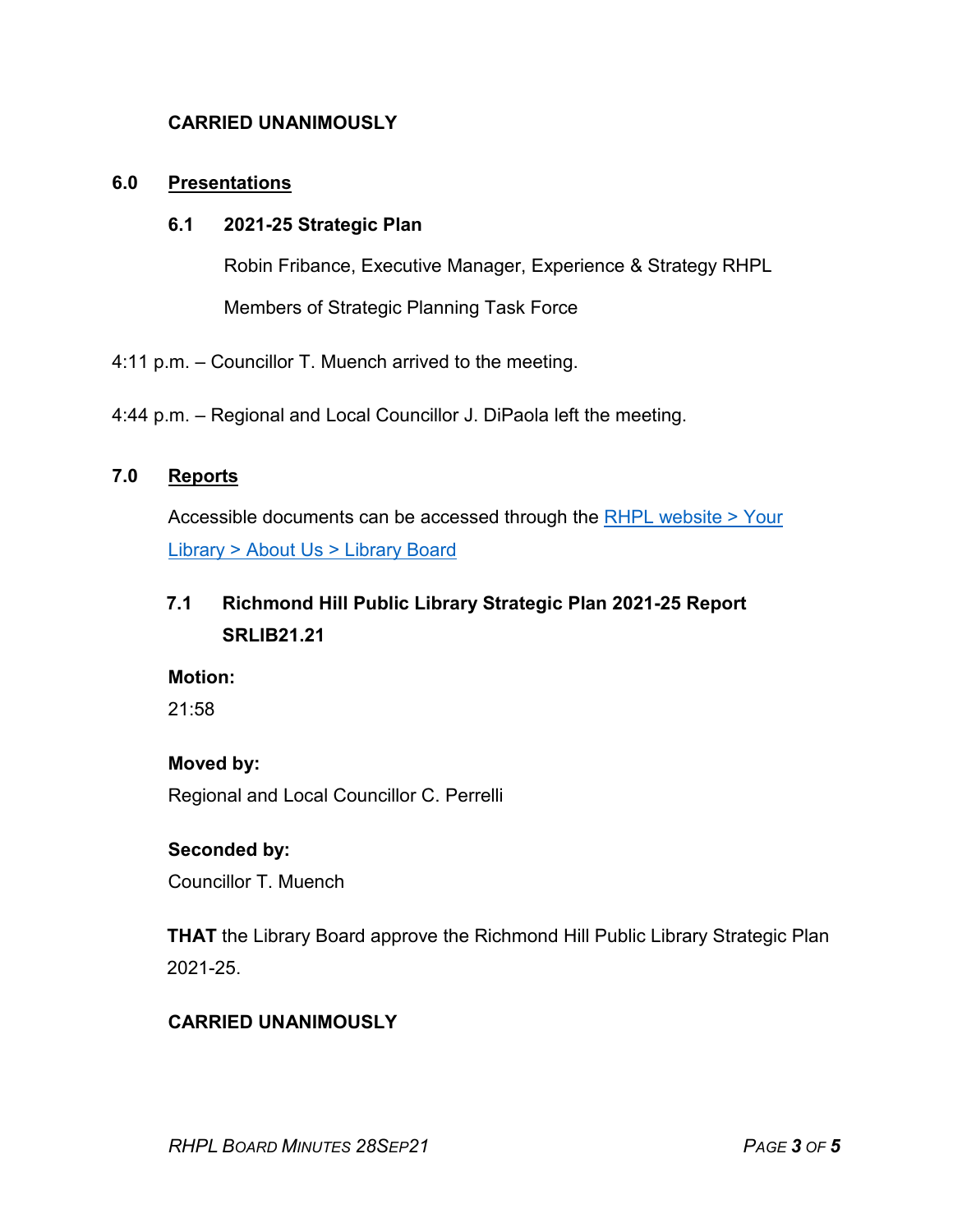**CARRIED UNANIMOUSLY**

## 6.0 Presentations

### 6.1 2021-25 Strategic Plan

Robin Fribance, Executive Manager, Experience & Strategy RHPL

Members of Strategic Planning Task Force

4:11 p.m. – Councillor T. Muench arrived to the meeting.

4:44 p.m. – Regional and Local Councillor J. DiPaola left the meeting.

## 7.0 Reports

Accessible documents can be accessed through the [RHPL website > Your Library > About Us > Library Board]()

### 7.1 Richmond Hill Public Library Strategic Plan 2021-25 Report SRLIB21.21

**Motion:**

21:58

**Moved by:**

Regional and Local Councillor C. Perrelli

**Seconded by:**

Councillor T. Muench

**THAT** the Library Board approve the Richmond Hill Public Library Strategic Plan 2021-25.

**CARRIED UNANIMOUSLY**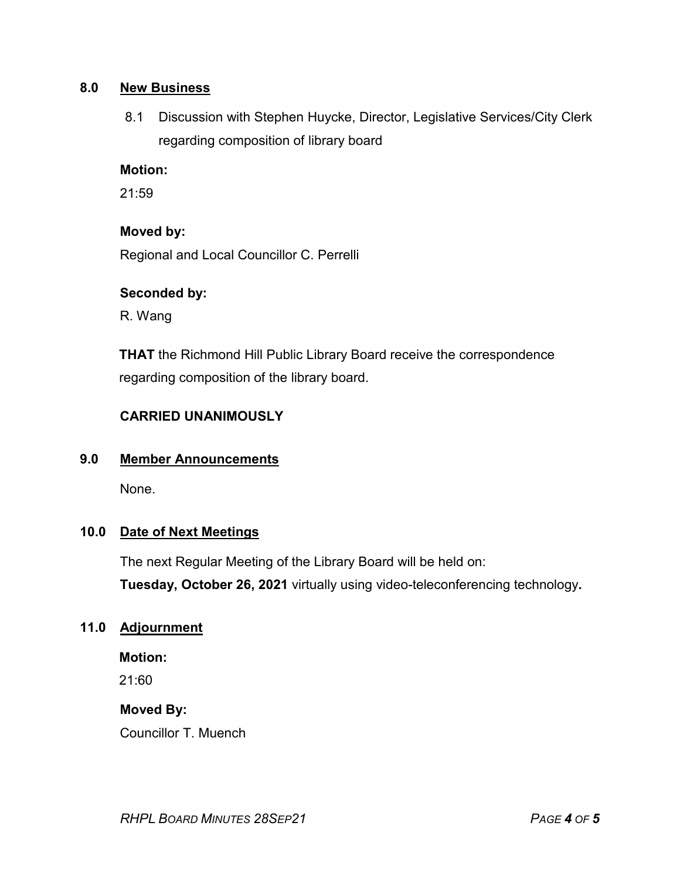## 8.0 New Business

8.1 Discussion with Stephen Huycke, Director, Legislative Services/City Clerk regarding composition of library board

**Motion:**

21:59

**Moved by:**

Regional and Local Councillor C. Perrelli

**Seconded by:**

R. Wang

**THAT** the Richmond Hill Public Library Board receive the correspondence regarding composition of the library board.

**CARRIED UNANIMOUSLY**

## 9.0 Member Announcements

None.

## 10.0 Date of Next Meetings

The next Regular Meeting of the Library Board will be held on:
**Tuesday, October 26, 2021** virtually using video-teleconferencing technology**.**

## 11.0 Adjournment

**Motion:**

21:60

**Moved By:**

Councillor T. Muench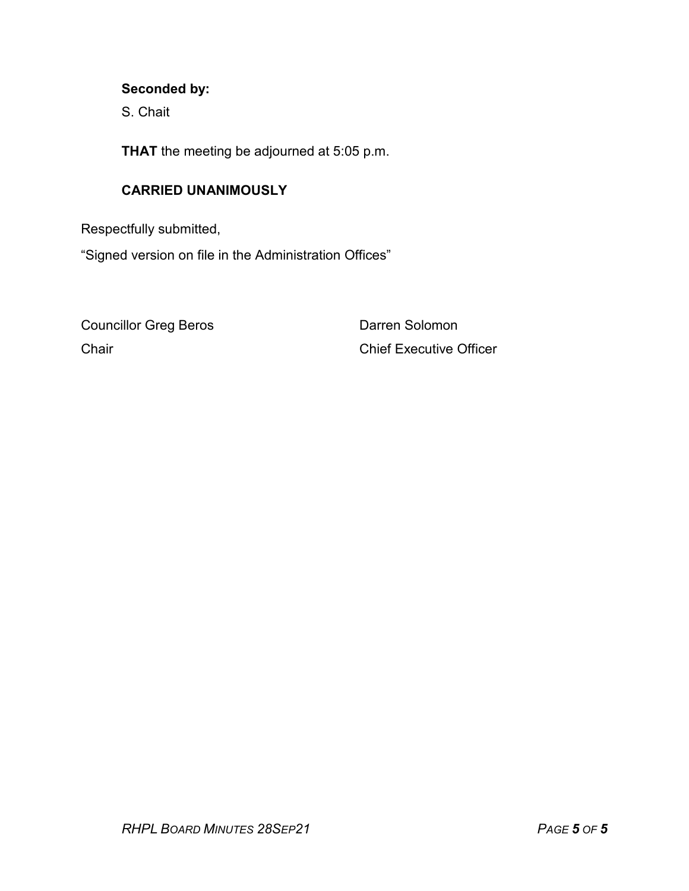**Seconded by:**

S. Chait

**THAT** the meeting be adjourned at 5:05 p.m.

**CARRIED UNANIMOUSLY**

Respectfully submitted,

“Signed version on file in the Administration Offices”

Councillor Greg Beros
Chair

Darren Solomon
Chief Executive Officer